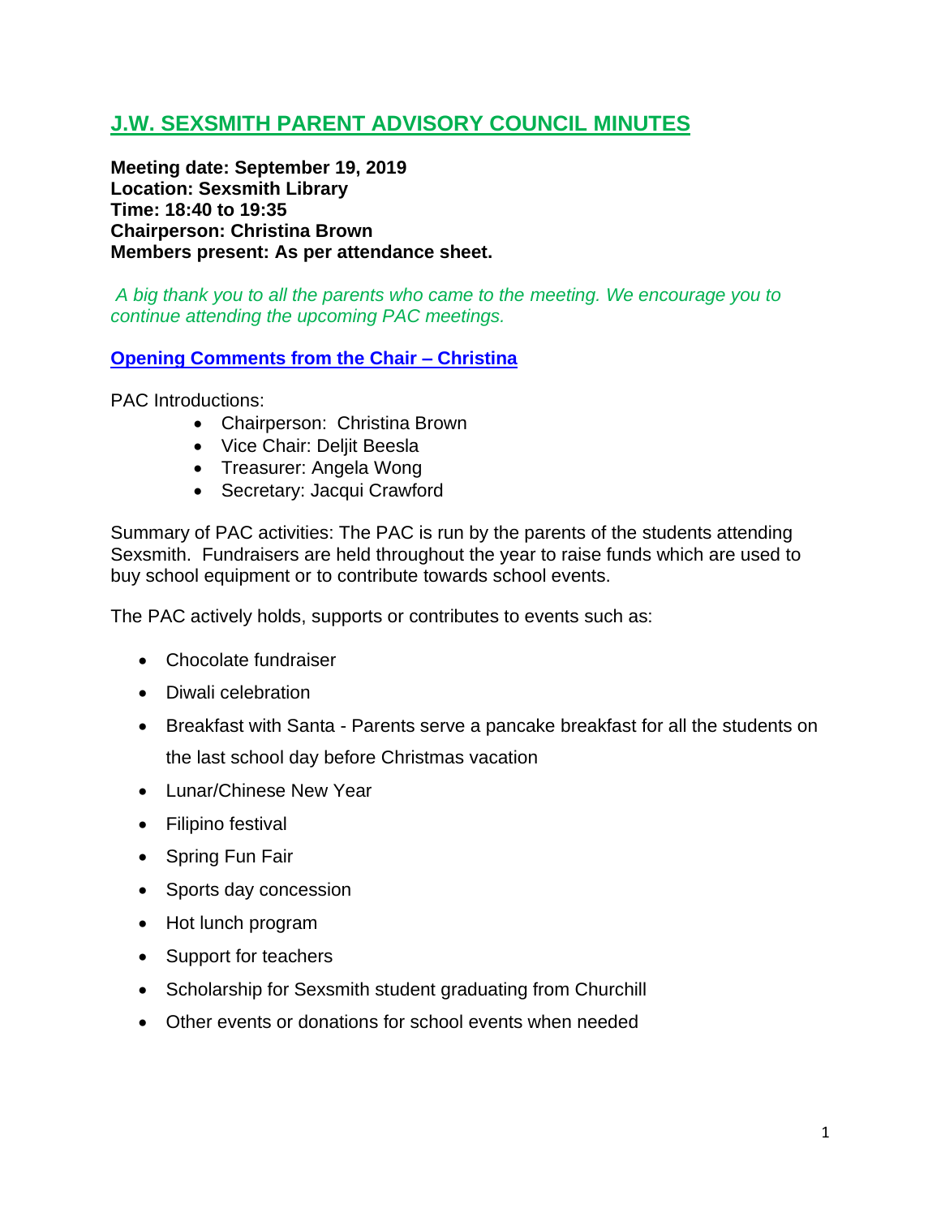# J.W. SEXSMITH PARENT ADVISORY COUNCIL MINUTES

**Meeting date: September 19, 2019**
**Location: Sexsmith Library**
**Time: 18:40 to 19:35**
**Chairperson: Christina Brown**
**Members present: As per attendance sheet.**

*A big thank you to all the parents who came to the meeting. We encourage you to continue attending the upcoming PAC meetings.*

## Opening Comments from the Chair – Christina

PAC Introductions:

- Chairperson: Christina Brown
- Vice Chair: Deljit Beesla
- Treasurer: Angela Wong
- Secretary: Jacqui Crawford

Summary of PAC activities: The PAC is run by the parents of the students attending Sexsmith. Fundraisers are held throughout the year to raise funds which are used to buy school equipment or to contribute towards school events.

The PAC actively holds, supports or contributes to events such as:

- Chocolate fundraiser
- Diwali celebration
- Breakfast with Santa - Parents serve a pancake breakfast for all the students on the last school day before Christmas vacation
- Lunar/Chinese New Year
- Filipino festival
- Spring Fun Fair
- Sports day concession
- Hot lunch program
- Support for teachers
- Scholarship for Sexsmith student graduating from Churchill
- Other events or donations for school events when needed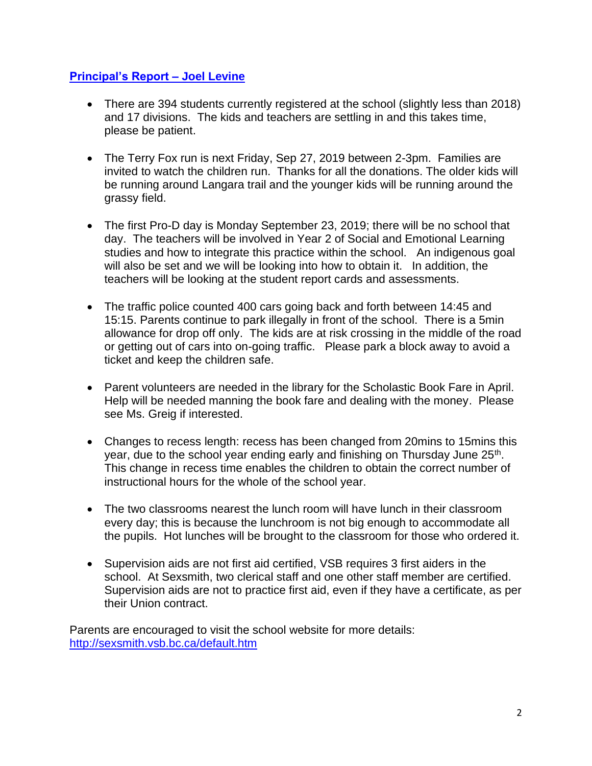## Principal's Report – Joel Levine

- There are 394 students currently registered at the school (slightly less than 2018) and 17 divisions. The kids and teachers are settling in and this takes time, please be patient.

- The Terry Fox run is next Friday, Sep 27, 2019 between 2-3pm. Families are invited to watch the children run. Thanks for all the donations. The older kids will be running around Langara trail and the younger kids will be running around the grassy field.

- The first Pro-D day is Monday September 23, 2019; there will be no school that day. The teachers will be involved in Year 2 of Social and Emotional Learning studies and how to integrate this practice within the school. An indigenous goal will also be set and we will be looking into how to obtain it. In addition, the teachers will be looking at the student report cards and assessments.

- The traffic police counted 400 cars going back and forth between 14:45 and 15:15. Parents continue to park illegally in front of the school. There is a 5min allowance for drop off only. The kids are at risk crossing in the middle of the road or getting out of cars into on-going traffic. Please park a block away to avoid a ticket and keep the children safe.

- Parent volunteers are needed in the library for the Scholastic Book Fare in April. Help will be needed manning the book fare and dealing with the money. Please see Ms. Greig if interested.

- Changes to recess length: recess has been changed from 20mins to 15mins this year, due to the school year ending early and finishing on Thursday June 25th. This change in recess time enables the children to obtain the correct number of instructional hours for the whole of the school year.

- The two classrooms nearest the lunch room will have lunch in their classroom every day; this is because the lunchroom is not big enough to accommodate all the pupils. Hot lunches will be brought to the classroom for those who ordered it.

- Supervision aids are not first aid certified, VSB requires 3 first aiders in the school. At Sexsmith, two clerical staff and one other staff member are certified. Supervision aids are not to practice first aid, even if they have a certificate, as per their Union contract.

Parents are encouraged to visit the school website for more details: http://sexsmith.vsb.bc.ca/default.htm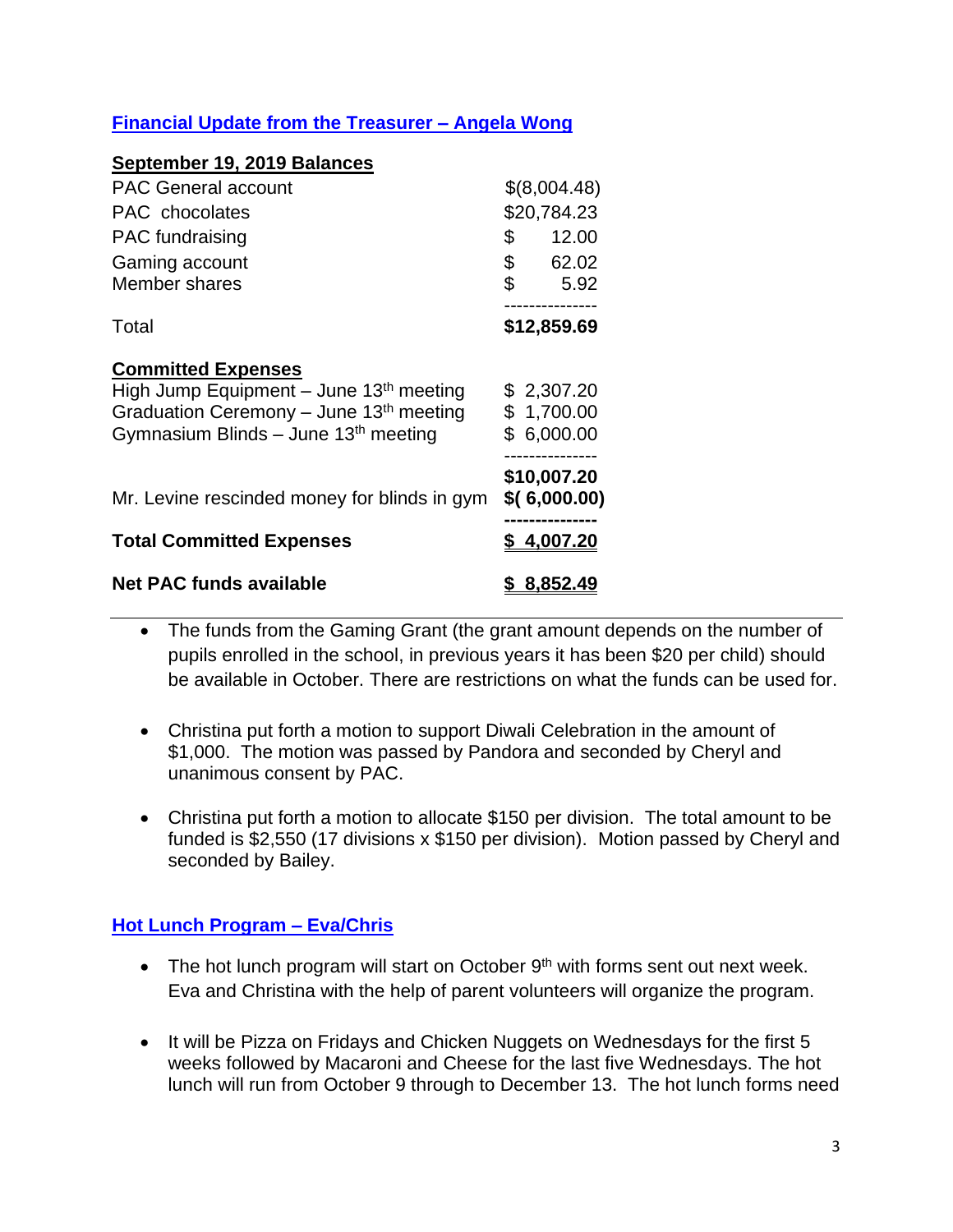### Financial Update from the Treasurer – Angela Wong

**September 19, 2019 Balances**

| | |
|---|---|
| PAC General account | $(8,004.48) |
| PAC chocolates | $20,784.23 |
| PAC fundraising | $ 12.00 |
| Gaming account | $ 62.02 |
| Member shares | $ 5.92 |
| Total | **$12,859.69** |

**Committed Expenses**

| | |
|---|---|
| High Jump Equipment – June 13th meeting | $ 2,307.20 |
| Graduation Ceremony – June 13th meeting | $ 1,700.00 |
| Gymnasium Blinds – June 13th meeting | $ 6,000.00 |
| | **$10,007.20** |
| Mr. Levine rescinded money for blinds in gym | **$( 6,000.00)** |
| **Total Committed Expenses** | **$ 4,007.20** |
| **Net PAC funds available** | **$ 8,852.49** |

- The funds from the Gaming Grant (the grant amount depends on the number of pupils enrolled in the school, in previous years it has been $20 per child) should be available in October. There are restrictions on what the funds can be used for.

- Christina put forth a motion to support Diwali Celebration in the amount of $1,000. The motion was passed by Pandora and seconded by Cheryl and unanimous consent by PAC.

- Christina put forth a motion to allocate $150 per division. The total amount to be funded is $2,550 (17 divisions x $150 per division). Motion passed by Cheryl and seconded by Bailey.

### Hot Lunch Program – Eva/Chris

- The hot lunch program will start on October 9th with forms sent out next week. Eva and Christina with the help of parent volunteers will organize the program.

- It will be Pizza on Fridays and Chicken Nuggets on Wednesdays for the first 5 weeks followed by Macaroni and Cheese for the last five Wednesdays. The hot lunch will run from October 9 through to December 13. The hot lunch forms need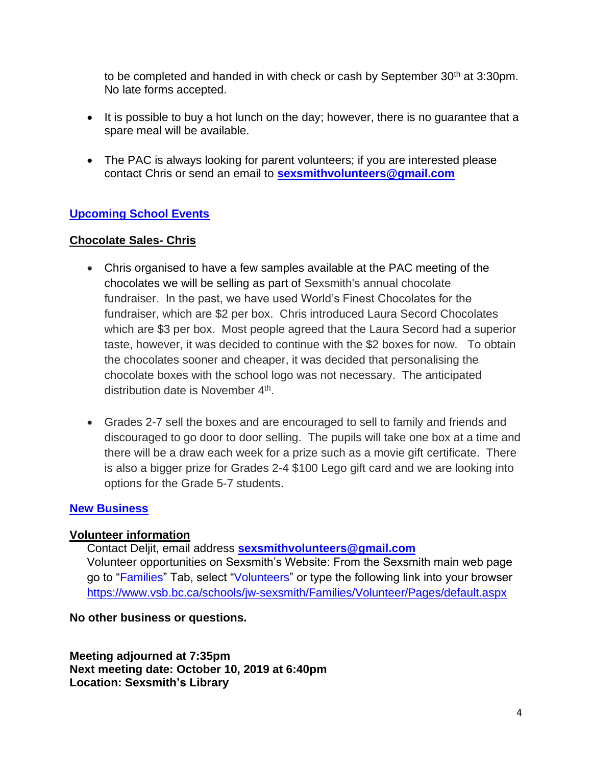to be completed and handed in with check or cash by September 30th at 3:30pm. No late forms accepted.

- It is possible to buy a hot lunch on the day; however, there is no guarantee that a spare meal will be available.

- The PAC is always looking for parent volunteers; if you are interested please contact Chris or send an email to **sexsmithvolunteers@gmail.com**

## Upcoming School Events

### Chocolate Sales- Chris

- Chris organised to have a few samples available at the PAC meeting of the chocolates we will be selling as part of Sexsmith's annual chocolate fundraiser. In the past, we have used World's Finest Chocolates for the fundraiser, which are $2 per box. Chris introduced Laura Secord Chocolates which are $3 per box. Most people agreed that the Laura Secord had a superior taste, however, it was decided to continue with the $2 boxes for now. To obtain the chocolates sooner and cheaper, it was decided that personalising the chocolate boxes with the school logo was not necessary. The anticipated distribution date is November 4th.

- Grades 2-7 sell the boxes and are encouraged to sell to family and friends and discouraged to go door to door selling. The pupils will take one box at a time and there will be a draw each week for a prize such as a movie gift certificate. There is also a bigger prize for Grades 2-4 $100 Lego gift card and we are looking into options for the Grade 5-7 students.

## New Business

### Volunteer information

Contact Deljit, email address **sexsmithvolunteers@gmail.com**
Volunteer opportunities on Sexsmith's Website: From the Sexsmith main web page go to "Families" Tab, select "Volunteers" or type the following link into your browser https://www.vsb.bc.ca/schools/jw-sexsmith/Families/Volunteer/Pages/default.aspx

**No other business or questions.**

**Meeting adjourned at 7:35pm**
**Next meeting date: October 10, 2019 at 6:40pm**
**Location: Sexsmith's Library**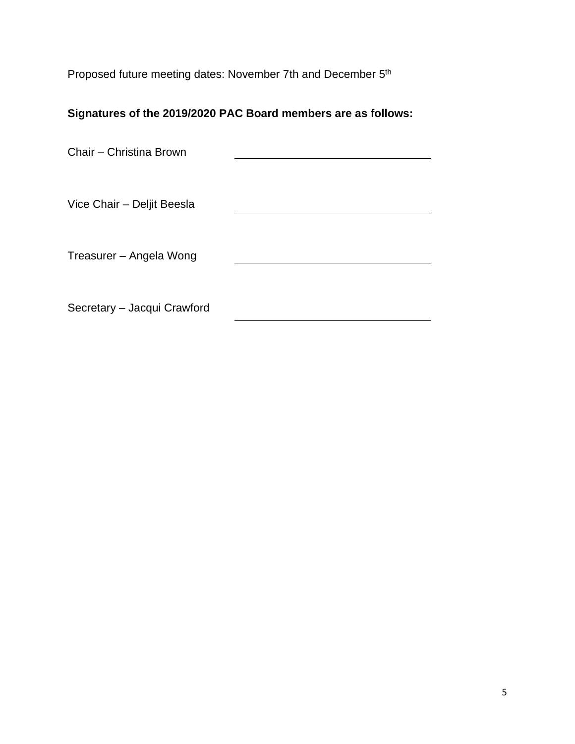Proposed future meeting dates: November 7th and December 5th

**Signatures of the 2019/2020 PAC Board members are as follows:**

Chair – Christina Brown ________________________________

Vice Chair – Deljit Beesla ________________________________

Treasurer – Angela Wong ________________________________

Secretary – Jacqui Crawford ________________________________